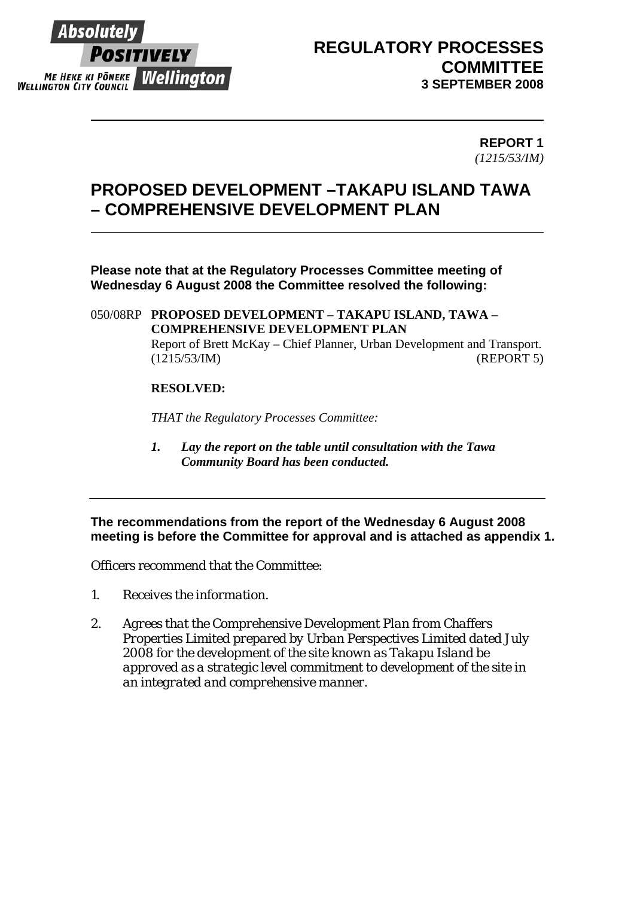Absolutely POSITIVELY Wellington
ME HEKE KI PŌNEKE
WELLINGTON CITY COUNCIL

**REGULATORY PROCESSES COMMITTEE**
**3 SEPTEMBER 2008**

---

**REPORT 1**
*(1215/53/IM)*

# PROPOSED DEVELOPMENT –TAKAPU ISLAND TAWA – COMPREHENSIVE DEVELOPMENT PLAN

---

**Please note that at the Regulatory Processes Committee meeting of Wednesday 6 August 2008 the Committee resolved the following:**

050/08RP **PROPOSED DEVELOPMENT – TAKAPU ISLAND, TAWA – COMPREHENSIVE DEVELOPMENT PLAN**
Report of Brett McKay – Chief Planner, Urban Development and Transport.
(1215/53/IM) (REPORT 5)

**RESOLVED:**

*THAT the Regulatory Processes Committee:*

1. ***Lay the report on the table until consultation with the Tawa Community Board has been conducted.***

---

**The recommendations from the report of the Wednesday 6 August 2008 meeting is before the Committee for approval and is attached as appendix 1.**

Officers recommend that the Committee:

1. *Receives the information.*
2. *Agrees that the Comprehensive Development Plan from Chaffers Properties Limited prepared by Urban Perspectives Limited dated July 2008 for the development of the site known as Takapu Island be approved as a strategic level commitment to development of the site in an integrated and comprehensive manner.*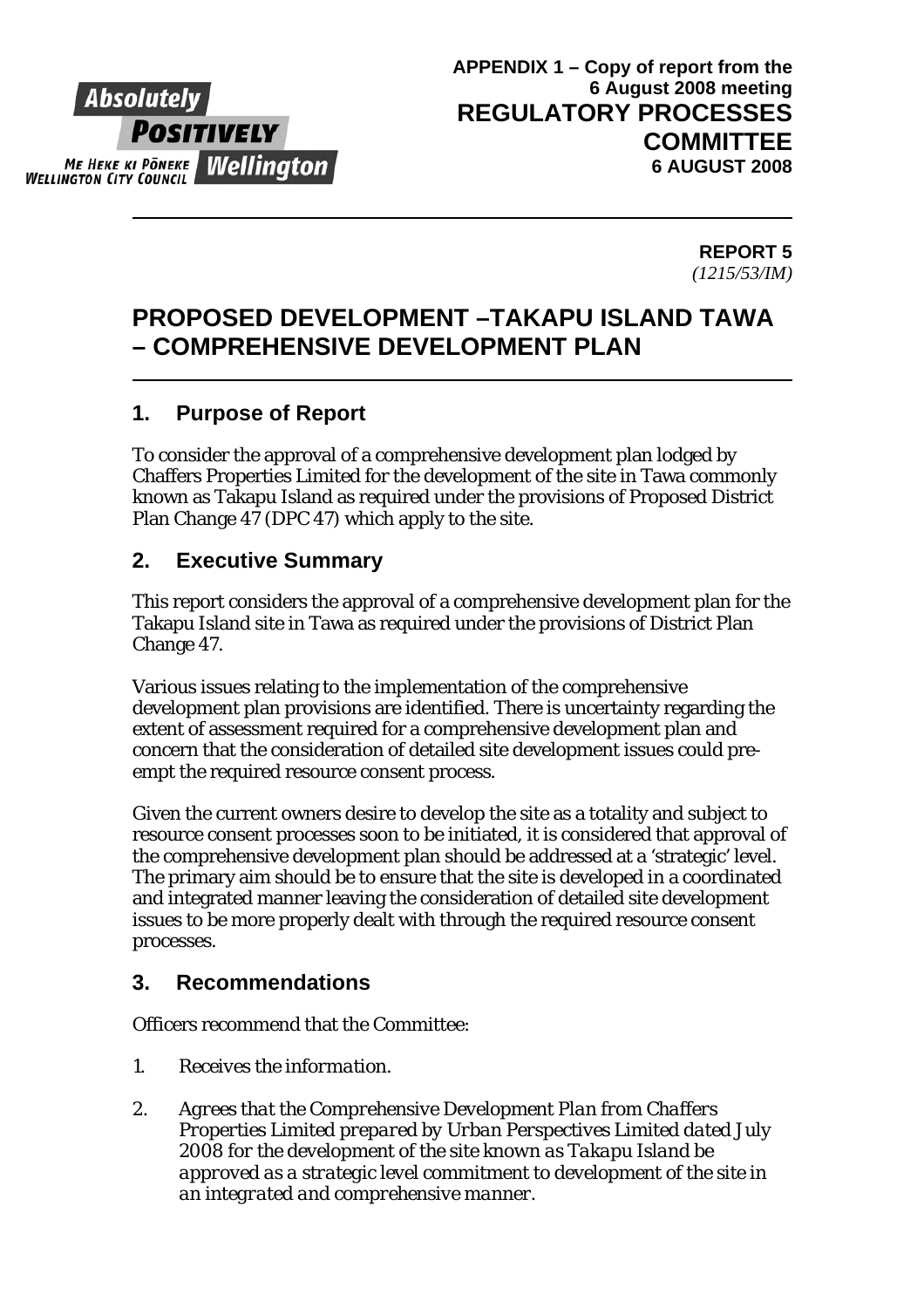**APPENDIX 1 – Copy of report from the 6 August 2008 meeting**

**REGULATORY PROCESSES COMMITTEE**
**6 AUGUST 2008**

**REPORT 5**
*(1215/53/IM)*

# PROPOSED DEVELOPMENT –TAKAPU ISLAND TAWA – COMPREHENSIVE DEVELOPMENT PLAN

## 1. Purpose of Report

To consider the approval of a comprehensive development plan lodged by Chaffers Properties Limited for the development of the site in Tawa commonly known as Takapu Island as required under the provisions of Proposed District Plan Change 47 (DPC 47) which apply to the site.

## 2. Executive Summary

This report considers the approval of a comprehensive development plan for the Takapu Island site in Tawa as required under the provisions of District Plan Change 47.

Various issues relating to the implementation of the comprehensive development plan provisions are identified. There is uncertainty regarding the extent of assessment required for a comprehensive development plan and concern that the consideration of detailed site development issues could pre-empt the required resource consent process.

Given the current owners desire to develop the site as a totality and subject to resource consent processes soon to be initiated, it is considered that approval of the comprehensive development plan should be addressed at a 'strategic' level. The primary aim should be to ensure that the site is developed in a coordinated and integrated manner leaving the consideration of detailed site development issues to be more properly dealt with through the required resource consent processes.

## 3. Recommendations

Officers recommend that the Committee:

1. *Receives the information.*
2. *Agrees that the Comprehensive Development Plan from Chaffers Properties Limited prepared by Urban Perspectives Limited dated July 2008 for the development of the site known as Takapu Island be approved as a strategic level commitment to development of the site in an integrated and comprehensive manner.*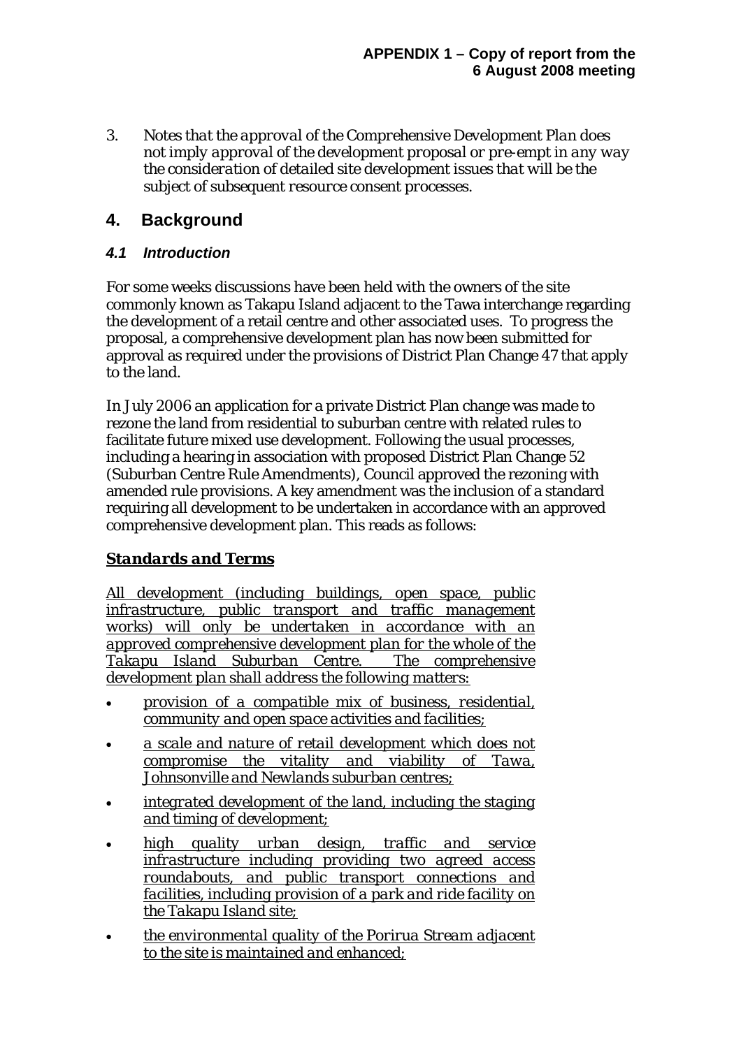3. *Notes that the approval of the Comprehensive Development Plan does not imply approval of the development proposal or pre-empt in any way the consideration of detailed site development issues that will be the subject of subsequent resource consent processes.*

## 4. Background

### *4.1 Introduction*

For some weeks discussions have been held with the owners of the site commonly known as Takapu Island adjacent to the Tawa interchange regarding the development of a retail centre and other associated uses. To progress the proposal, a comprehensive development plan has now been submitted for approval as required under the provisions of District Plan Change 47 that apply to the land.

In July 2006 an application for a private District Plan change was made to rezone the land from residential to suburban centre with related rules to facilitate future mixed use development. Following the usual processes, including a hearing in association with proposed District Plan Change 52 (Suburban Centre Rule Amendments), Council approved the rezoning with amended rule provisions. A key amendment was the inclusion of a standard requiring all development to be undertaken in accordance with an approved comprehensive development plan. This reads as follows:

***Standards and Terms***

*All development (including buildings, open space, public infrastructure, public transport and traffic management works) will only be undertaken in accordance with an approved comprehensive development plan for the whole of the Takapu Island Suburban Centre. The comprehensive development plan shall address the following matters:*

- *provision of a compatible mix of business, residential, community and open space activities and facilities;*
- *a scale and nature of retail development which does not compromise the vitality and viability of Tawa, Johnsonville and Newlands suburban centres;*
- *integrated development of the land, including the staging and timing of development;*
- *high quality urban design, traffic and service infrastructure including providing two agreed access roundabouts, and public transport connections and facilities, including provision of a park and ride facility on the Takapu Island site;*
- *the environmental quality of the Porirua Stream adjacent to the site is maintained and enhanced;*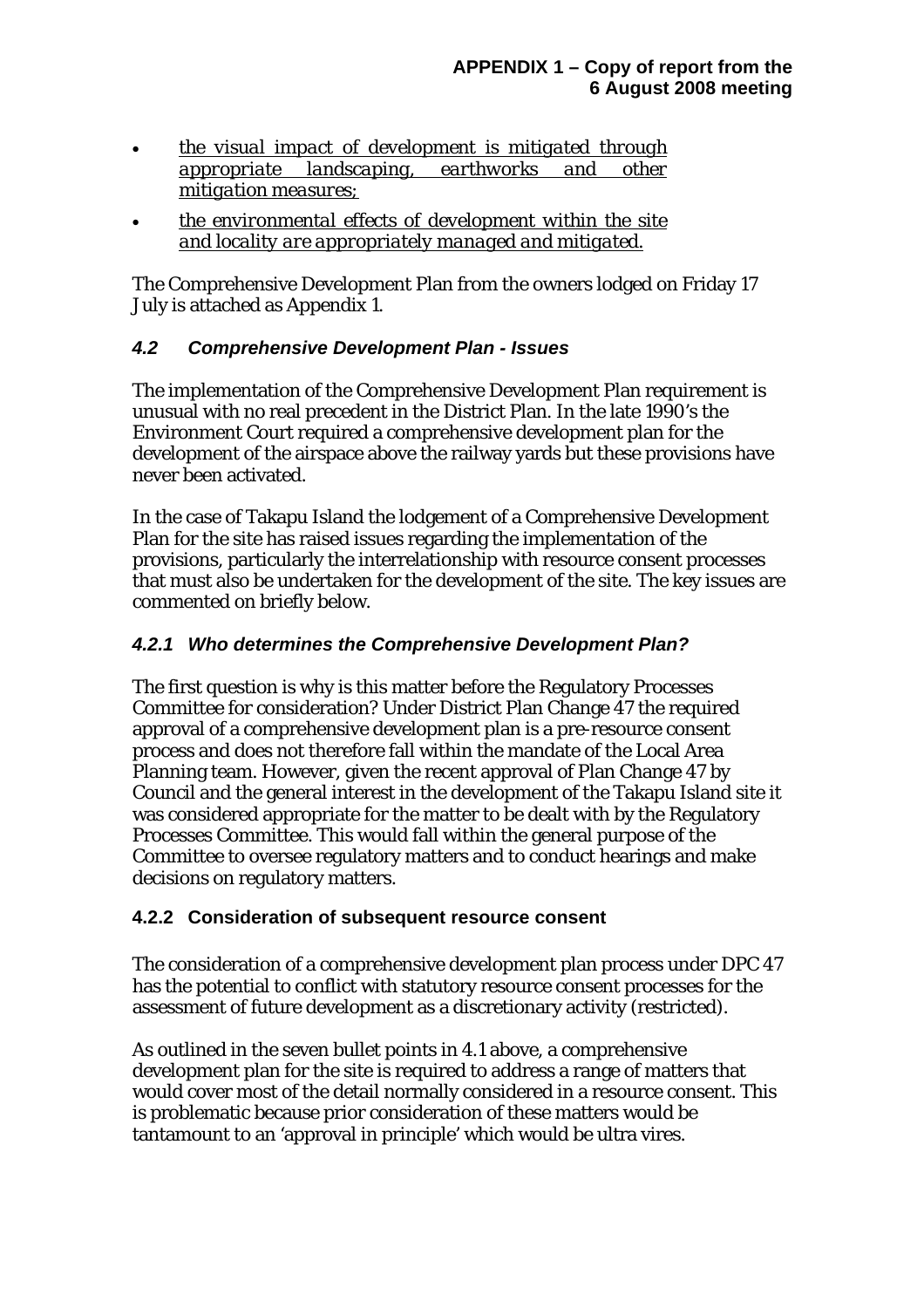- *the visual impact of development is mitigated through appropriate landscaping, earthworks and other mitigation measures;*
- *the environmental effects of development within the site and locality are appropriately managed and mitigated.*

The Comprehensive Development Plan from the owners lodged on Friday 17 July is attached as Appendix 1.

### *4.2 Comprehensive Development Plan - Issues*

The implementation of the Comprehensive Development Plan requirement is unusual with no real precedent in the District Plan. In the late 1990's the Environment Court required a comprehensive development plan for the development of the airspace above the railway yards but these provisions have never been activated.

In the case of Takapu Island the lodgement of a Comprehensive Development Plan for the site has raised issues regarding the implementation of the provisions, particularly the interrelationship with resource consent processes that must also be undertaken for the development of the site. The key issues are commented on briefly below.

#### *4.2.1 Who determines the Comprehensive Development Plan?*

The first question is why is this matter before the Regulatory Processes Committee for consideration? Under District Plan Change 47 the required approval of a comprehensive development plan is a pre-resource consent process and does not therefore fall within the mandate of the Local Area Planning team. However, given the recent approval of Plan Change 47 by Council and the general interest in the development of the Takapu Island site it was considered appropriate for the matter to be dealt with by the Regulatory Processes Committee. This would fall within the general purpose of the Committee to oversee regulatory matters and to conduct hearings and make decisions on regulatory matters.

#### **4.2.2 Consideration of subsequent resource consent**

The consideration of a comprehensive development plan process under DPC 47 has the potential to conflict with statutory resource consent processes for the assessment of future development as a discretionary activity (restricted).

As outlined in the seven bullet points in 4.1 above, a comprehensive development plan for the site is required to address a range of matters that would cover most of the detail normally considered in a resource consent. This is problematic because prior consideration of these matters would be tantamount to an 'approval in principle' which would be ultra vires.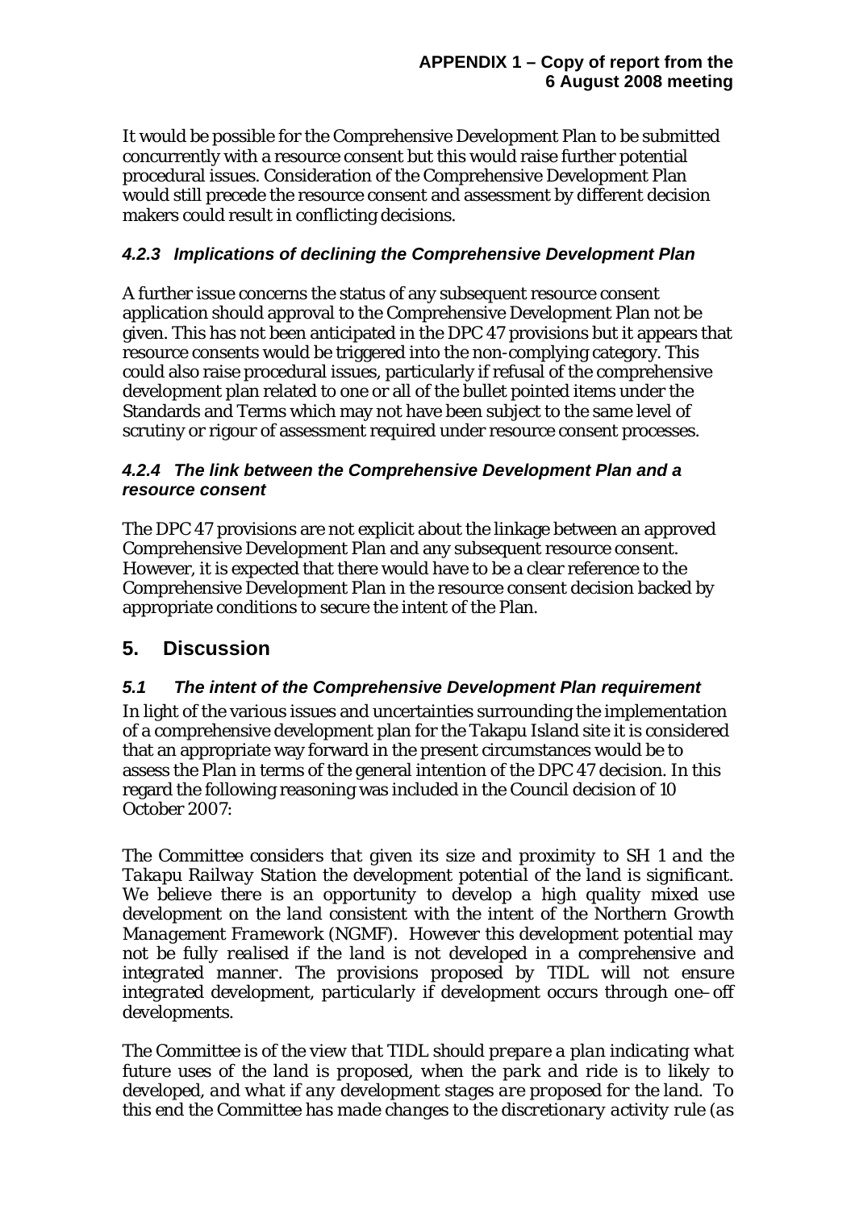It would be possible for the Comprehensive Development Plan to be submitted concurrently with a resource consent but this would raise further potential procedural issues. Consideration of the Comprehensive Development Plan would still precede the resource consent and assessment by different decision makers could result in conflicting decisions.

#### *4.2.3 Implications of declining the Comprehensive Development Plan*

A further issue concerns the status of any subsequent resource consent application should approval to the Comprehensive Development Plan not be given. This has not been anticipated in the DPC 47 provisions but it appears that resource consents would be triggered into the non-complying category. This could also raise procedural issues, particularly if refusal of the comprehensive development plan related to one or all of the bullet pointed items under the Standards and Terms which may not have been subject to the same level of scrutiny or rigour of assessment required under resource consent processes.

#### *4.2.4 The link between the Comprehensive Development Plan and a resource consent*

The DPC 47 provisions are not explicit about the linkage between an approved Comprehensive Development Plan and any subsequent resource consent. However, it is expected that there would have to be a clear reference to the Comprehensive Development Plan in the resource consent decision backed by appropriate conditions to secure the intent of the Plan.

## 5. Discussion

### *5.1 The intent of the Comprehensive Development Plan requirement*

In light of the various issues and uncertainties surrounding the implementation of a comprehensive development plan for the Takapu Island site it is considered that an appropriate way forward in the present circumstances would be to assess the Plan in terms of the general intention of the DPC 47 decision. In this regard the following reasoning was included in the Council decision of 10 October 2007:

*The Committee considers that given its size and proximity to SH 1 and the Takapu Railway Station the development potential of the land is significant. We believe there is an opportunity to develop a high quality mixed use development on the land consistent with the intent of the Northern Growth Management Framework (NGMF). However this development potential may not be fully realised if the land is not developed in a comprehensive and integrated manner. The provisions proposed by TIDL will not ensure integrated development, particularly if development occurs through one–off developments.*

*The Committee is of the view that TIDL should prepare a plan indicating what future uses of the land is proposed, when the park and ride is to likely to developed, and what if any development stages are proposed for the land. To this end the Committee has made changes to the discretionary activity rule (as*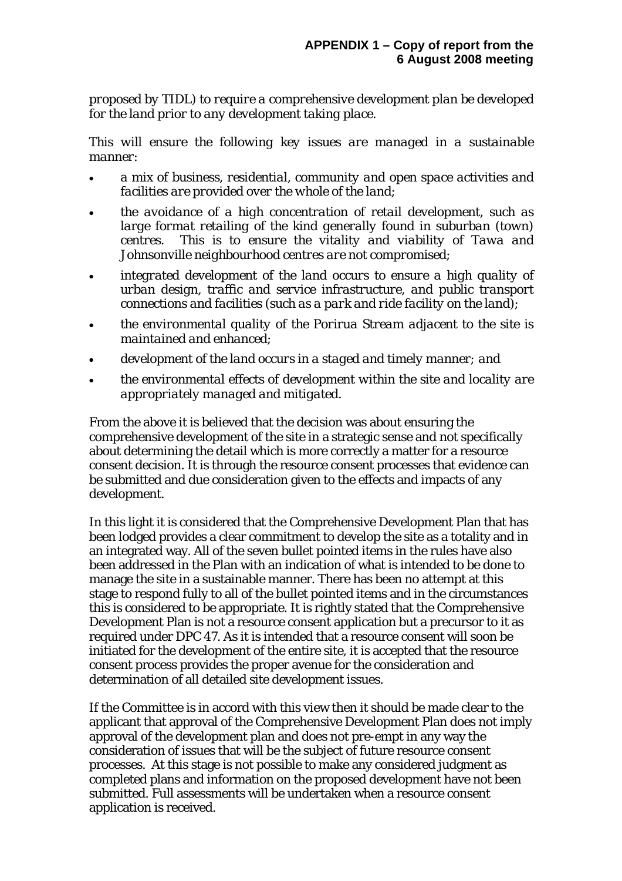*proposed by TIDL) to require a comprehensive development plan be developed for the land prior to any development taking place.*

*This will ensure the following key issues are managed in a sustainable manner:*

- *a mix of business, residential, community and open space activities and facilities are provided over the whole of the land;*
- *the avoidance of a high concentration of retail development, such as large format retailing of the kind generally found in suburban (town) centres. This is to ensure the vitality and viability of Tawa and Johnsonville neighbourhood centres are not compromised;*
- *integrated development of the land occurs to ensure a high quality of urban design, traffic and service infrastructure, and public transport connections and facilities (such as a park and ride facility on the land);*
- *the environmental quality of the Porirua Stream adjacent to the site is maintained and enhanced;*
- *development of the land occurs in a staged and timely manner; and*
- *the environmental effects of development within the site and locality are appropriately managed and mitigated.*

From the above it is believed that the decision was about ensuring the comprehensive development of the site in a strategic sense and not specifically about determining the detail which is more correctly a matter for a resource consent decision. It is through the resource consent processes that evidence can be submitted and due consideration given to the effects and impacts of any development.

In this light it is considered that the Comprehensive Development Plan that has been lodged provides a clear commitment to develop the site as a totality and in an integrated way. All of the seven bullet pointed items in the rules have also been addressed in the Plan with an indication of what is intended to be done to manage the site in a sustainable manner. There has been no attempt at this stage to respond fully to all of the bullet pointed items and in the circumstances this is considered to be appropriate. It is rightly stated that the Comprehensive Development Plan is not a resource consent application but a precursor to it as required under DPC 47. As it is intended that a resource consent will soon be initiated for the development of the entire site, it is accepted that the resource consent process provides the proper avenue for the consideration and determination of all detailed site development issues.

If the Committee is in accord with this view then it should be made clear to the applicant that approval of the Comprehensive Development Plan does not imply approval of the development plan and does not pre-empt in any way the consideration of issues that will be the subject of future resource consent processes. At this stage is not possible to make any considered judgment as completed plans and information on the proposed development have not been submitted. Full assessments will be undertaken when a resource consent application is received.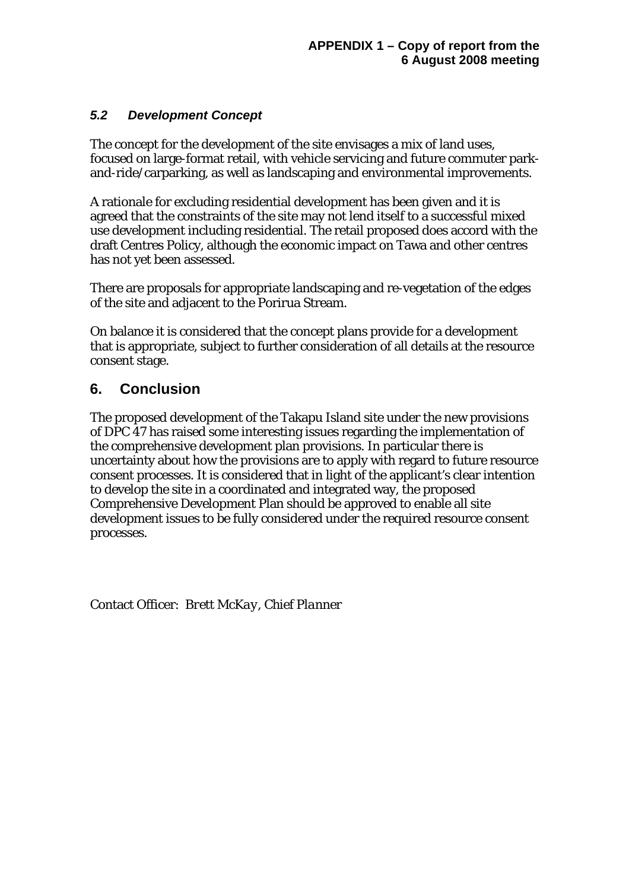**APPENDIX 1 – Copy of report from the 6 August 2008 meeting**

### *5.2 Development Concept*

The concept for the development of the site envisages a mix of land uses, focused on large-format retail, with vehicle servicing and future commuter park-and-ride/carparking, as well as landscaping and environmental improvements.

A rationale for excluding residential development has been given and it is agreed that the constraints of the site may not lend itself to a successful mixed use development including residential. The retail proposed does accord with the draft Centres Policy, although the economic impact on Tawa and other centres has not yet been assessed.

There are proposals for appropriate landscaping and re-vegetation of the edges of the site and adjacent to the Porirua Stream.

On balance it is considered that the concept plans provide for a development that is appropriate, subject to further consideration of all details at the resource consent stage.

## 6. Conclusion

The proposed development of the Takapu Island site under the new provisions of DPC 47 has raised some interesting issues regarding the implementation of the comprehensive development plan provisions. In particular there is uncertainty about how the provisions are to apply with regard to future resource consent processes. It is considered that in light of the applicant's clear intention to develop the site in a coordinated and integrated way, the proposed Comprehensive Development Plan should be approved to enable all site development issues to be fully considered under the required resource consent processes.

Contact Officer: *Brett McKay, Chief Planner*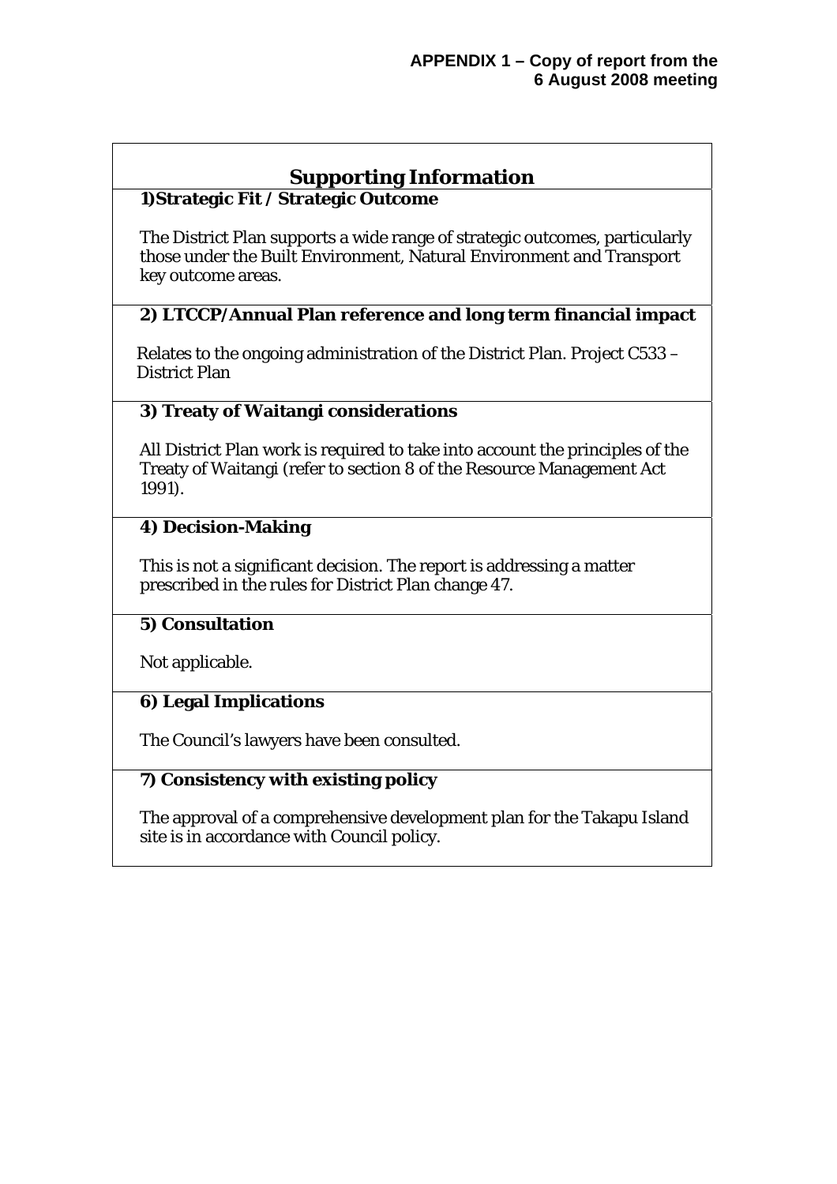**APPENDIX 1 – Copy of report from the 6 August 2008 meeting**

## Supporting Information

### 1) Strategic Fit / Strategic Outcome

The District Plan supports a wide range of strategic outcomes, particularly those under the Built Environment, Natural Environment and Transport key outcome areas.

### 2) LTCCP/Annual Plan reference and long term financial impact

Relates to the ongoing administration of the District Plan. Project C533 – District Plan

### 3) Treaty of Waitangi considerations

All District Plan work is required to take into account the principles of the Treaty of Waitangi (refer to section 8 of the Resource Management Act 1991).

### 4) Decision-Making

This is not a significant decision. The report is addressing a matter prescribed in the rules for District Plan change 47.

### 5) Consultation

Not applicable.

### 6) Legal Implications

The Council's lawyers have been consulted.

### 7) Consistency with existing policy

The approval of a comprehensive development plan for the Takapu Island site is in accordance with Council policy.